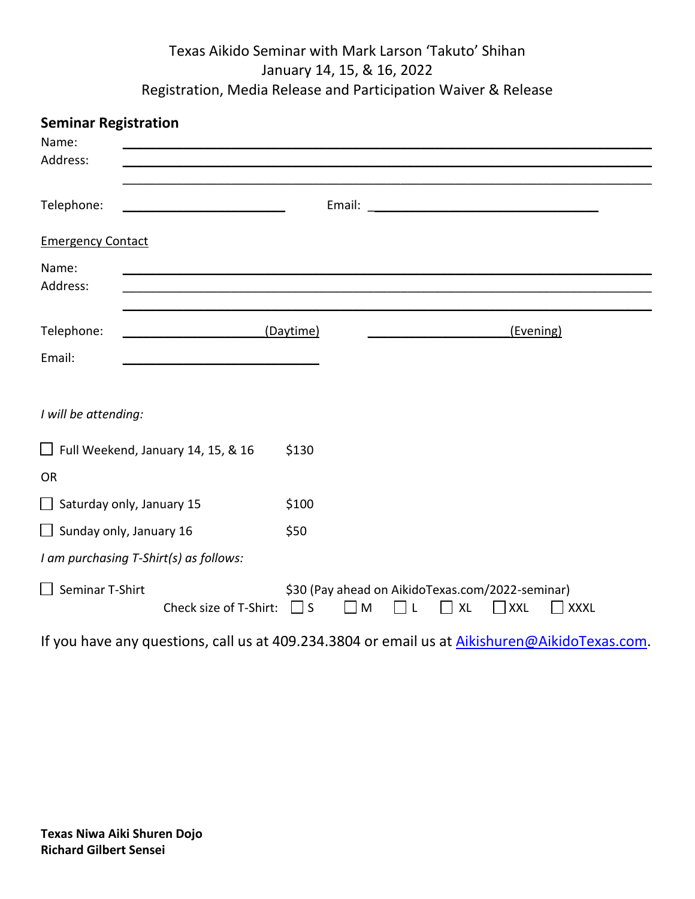Texas Aikido Seminar with Mark Larson 'Takuto' Shihan
January 14, 15, & 16, 2022
Registration, Media Release and Participation Waiver & Release

## Seminar Registration

Name: ______________________________________________________________

Address: ______________________________________________________________

______________________________________________________________

Telephone: ________________________ Email: ________________________________

Emergency Contact

Name: ______________________________________________________________

Address: ______________________________________________________________

______________________________________________________________

Telephone: ____________________(Daytime) ____________________(Evening)

Email: ____________________________

*I will be attending:*

☐ Full Weekend, January 14, 15, & 16 $130

OR

☐ Saturday only, January 15 $100

☐ Sunday only, January 16 $50

*I am purchasing T-Shirt(s) as follows:*

☐ Seminar T-Shirt $30 (Pay ahead on AikidoTexas.com/2022-seminar)

Check size of T-Shirt: ☐ S ☐ M ☐ L ☐ XL ☐ XXL ☐ XXXL

If you have any questions, call us at 409.234.3804 or email us at Aikishuren@AikidoTexas.com.

**Texas Niwa Aiki Shuren Dojo**
**Richard Gilbert Sensei**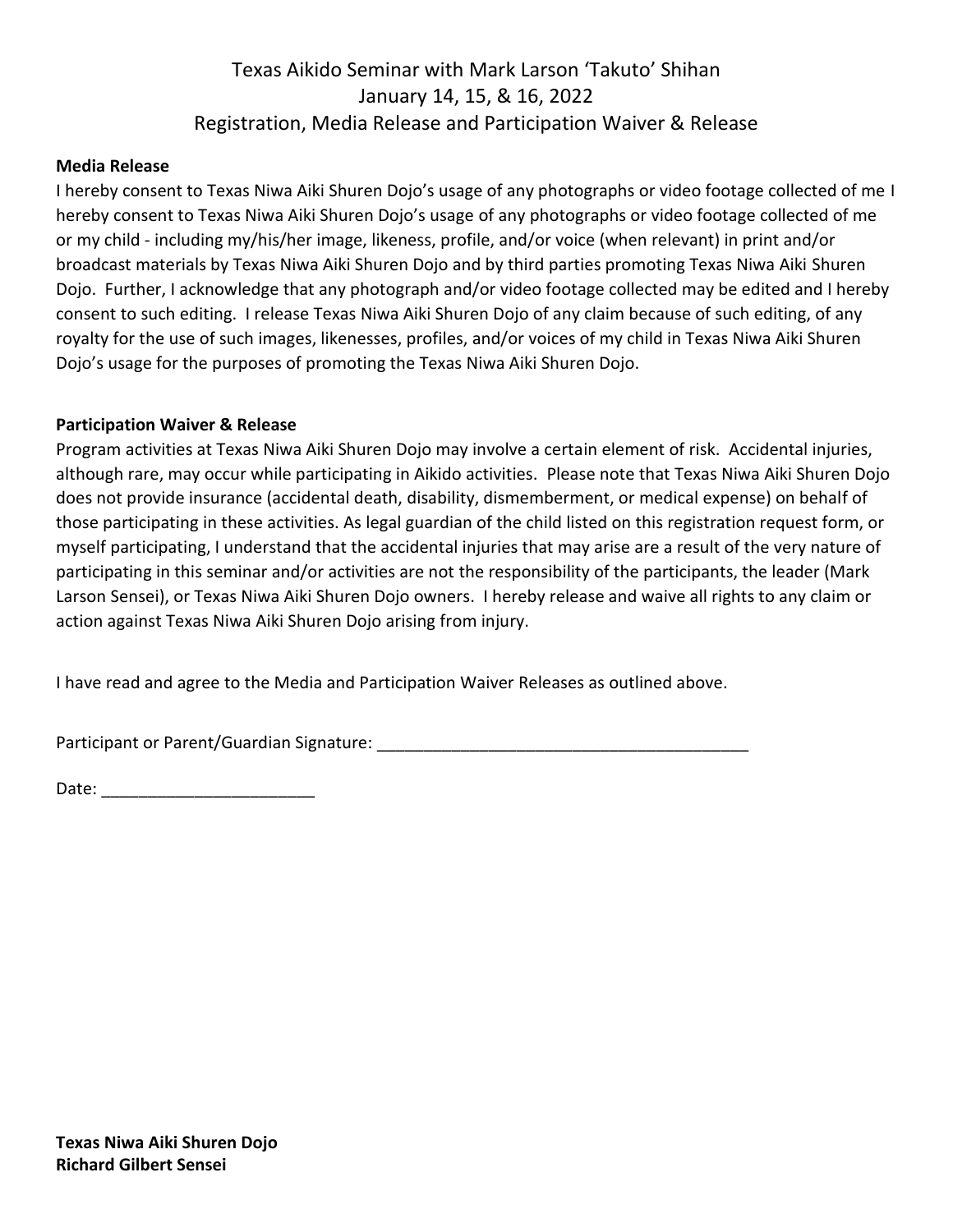Texas Aikido Seminar with Mark Larson 'Takuto' Shihan
January 14, 15, & 16, 2022
Registration, Media Release and Participation Waiver & Release

**Media Release**

I hereby consent to Texas Niwa Aiki Shuren Dojo's usage of any photographs or video footage collected of me I hereby consent to Texas Niwa Aiki Shuren Dojo's usage of any photographs or video footage collected of me or my child - including my/his/her image, likeness, profile, and/or voice (when relevant) in print and/or broadcast materials by Texas Niwa Aiki Shuren Dojo and by third parties promoting Texas Niwa Aiki Shuren Dojo. Further, I acknowledge that any photograph and/or video footage collected may be edited and I hereby consent to such editing. I release Texas Niwa Aiki Shuren Dojo of any claim because of such editing, of any royalty for the use of such images, likenesses, profiles, and/or voices of my child in Texas Niwa Aiki Shuren Dojo's usage for the purposes of promoting the Texas Niwa Aiki Shuren Dojo.

**Participation Waiver & Release**

Program activities at Texas Niwa Aiki Shuren Dojo may involve a certain element of risk. Accidental injuries, although rare, may occur while participating in Aikido activities. Please note that Texas Niwa Aiki Shuren Dojo does not provide insurance (accidental death, disability, dismemberment, or medical expense) on behalf of those participating in these activities. As legal guardian of the child listed on this registration request form, or myself participating, I understand that the accidental injuries that may arise are a result of the very nature of participating in this seminar and/or activities are not the responsibility of the participants, the leader (Mark Larson Sensei), or Texas Niwa Aiki Shuren Dojo owners. I hereby release and waive all rights to any claim or action against Texas Niwa Aiki Shuren Dojo arising from injury.

I have read and agree to the Media and Participation Waiver Releases as outlined above.

Participant or Parent/Guardian Signature: ________________________________________

Date: ______________________

**Texas Niwa Aiki Shuren Dojo**
**Richard Gilbert Sensei**